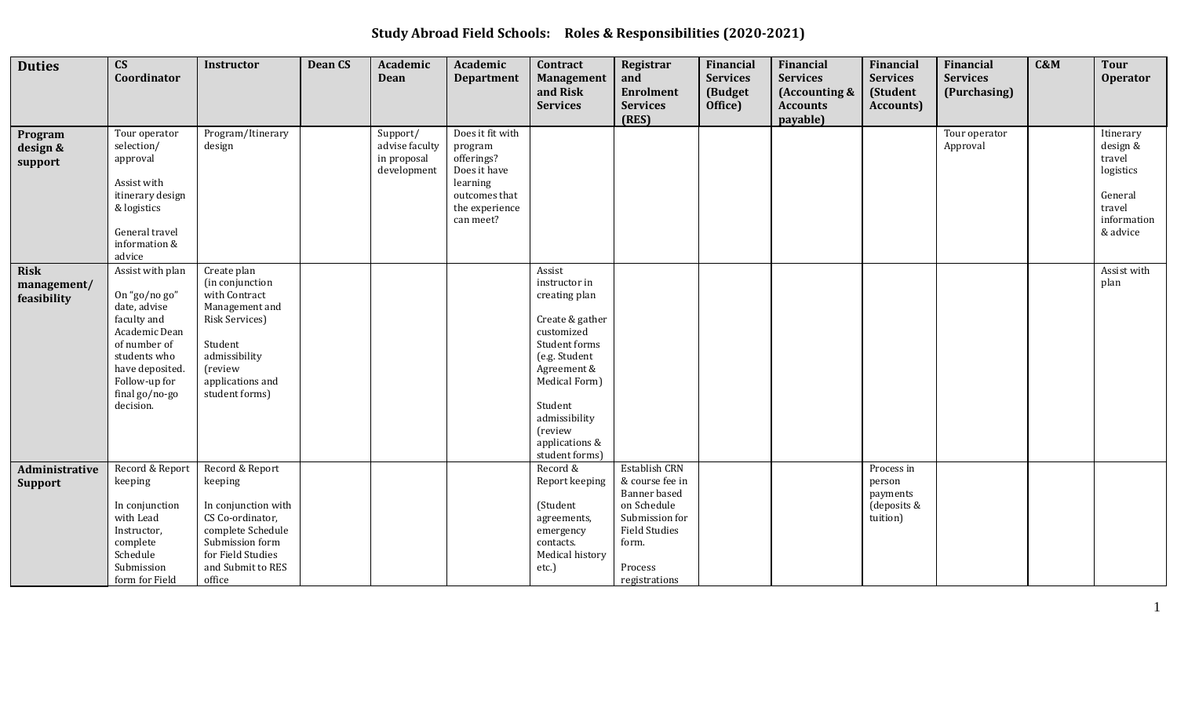# Study Abroad Field Schools: Roles & Responsibilities (2020-2021)

| Duties | CS Coordinator | Instructor | Dean CS | Academic Dean | Academic Department | Contract Management and Risk Services | Registrar and Enrolment Services (RES) | Financial Services (Budget Office) | Financial Services (Accounting & Accounts payable) | Financial Services (Student Accounts) | Financial Services (Purchasing) | C&M | Tour Operator |
|---|---|---|---|---|---|---|---|---|---|---|---|---|---|
| **Program design & support** | Tour operator selection/ approval<br><br>Assist with itinerary design & logistics<br><br>General travel information & advice | Program/Itinerary design | | Support/ advise faculty in proposal development | Does it fit with program offerings? Does it have learning outcomes that the experience can meet? | | | | | | Tour operator Approval | | Itinerary design & travel logistics<br><br>General travel information & advice |
| **Risk management/ feasibility** | Assist with plan<br><br>On "go/no go" date, advise faculty and Academic Dean of number of students who have deposited. Follow-up for final go/no-go decision. | Create plan (in conjunction with Contract Management and Risk Services)<br><br>Student admissibility (review applications and student forms) | | | | Assist instructor in creating plan<br><br>Create & gather customized Student forms (e.g. Student Agreement & Medical Form)<br><br>Student admissibility (review applications & student forms) | | | | | | | Assist with plan |
| **Administrative Support** | Record & Report keeping<br><br>In conjunction with Lead Instructor, complete Schedule Submission form for Field | Record & Report keeping<br><br>In conjunction with CS Co-ordinator, complete Schedule Submission form for Field Studies and Submit to RES office | | | | Record & Report keeping<br><br>(Student agreements, emergency contacts. Medical history etc.) | Establish CRN & course fee in Banner based on Schedule Submission for Field Studies form.<br><br>Process registrations | | | Process in person payments (deposits & tuition) | | | |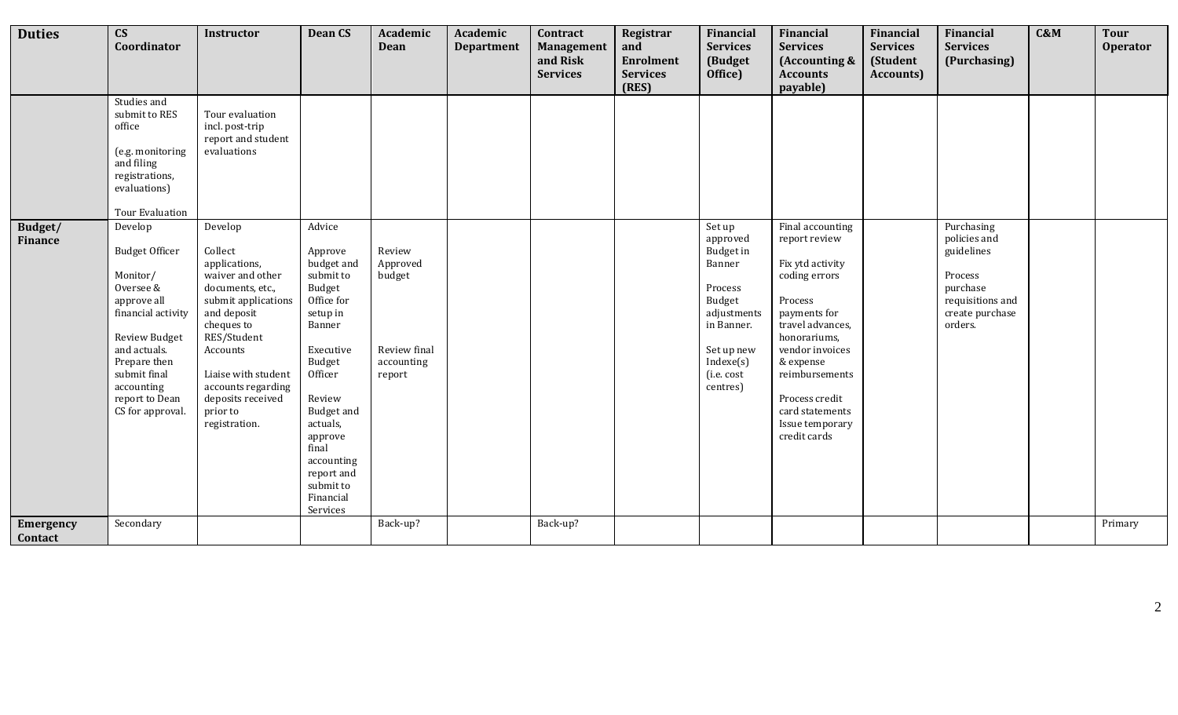| Duties | CS Coordinator | Instructor | Dean CS | Academic Dean | Academic Department | Contract Management and Risk Services | Registrar and Enrolment Services (RES) | Financial Services (Budget Office) | Financial Services (Accounting & Accounts payable) | Financial Services (Student Accounts) | Financial Services (Purchasing) | C&M | Tour Operator |
|---|---|---|---|---|---|---|---|---|---|---|---|---|---|
| | Studies and submit to RES office<br><br>(e.g. monitoring and filing registrations, evaluations)<br><br>Tour Evaluation | Tour evaluation incl. post-trip report and student evaluations | | | | | | | | | | | |
| **Budget/ Finance** | Develop<br><br>Budget Officer<br><br>Monitor/ Oversee & approve all financial activity<br><br>Review Budget and actuals. Prepare then submit final accounting report to Dean CS for approval. | Develop<br><br>Collect applications, waiver and other documents, etc., submit applications and deposit cheques to RES/Student Accounts<br><br>Liaise with student accounts regarding deposits received prior to registration. | Advice<br><br>Approve budget and submit to Budget Office for setup in Banner<br><br>Executive Budget Officer<br><br>Review Budget and actuals, approve final accounting report and submit to Financial Services | Review Approved budget<br><br>Review final accounting report | | | | Set up approved Budget in Banner<br><br>Process Budget adjustments in Banner.<br><br>Set up new Indexe(s) (i.e. cost centres) | Final accounting report review<br><br>Fix ytd activity coding errors<br><br>Process payments for travel advances, honorariums, vendor invoices & expense reimbursements<br><br>Process credit card statements Issue temporary credit cards | | Purchasing policies and guidelines<br><br>Process purchase requisitions and create purchase orders. | | |
| **Emergency Contact** | Secondary | | | Back-up? | | Back-up? | | | | | | | Primary |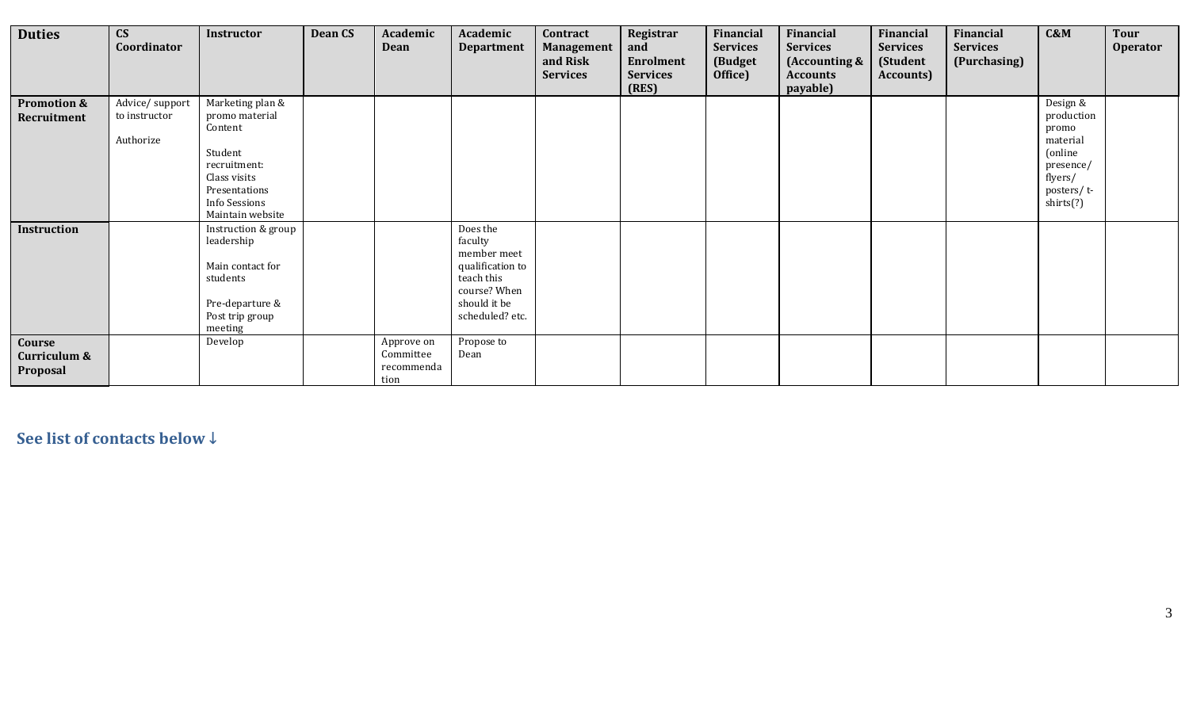| Duties | CS Coordinator | Instructor | Dean CS | Academic Dean | Academic Department | Contract Management and Risk Services | Registrar and Enrolment Services (RES) | Financial Services (Budget Office) | Financial Services (Accounting & Accounts payable) | Financial Services (Student Accounts) | Financial Services (Purchasing) | C&M | Tour Operator |
|---|---|---|---|---|---|---|---|---|---|---|---|---|---|
| **Promotion & Recruitment** | Advice/ support to instructor<br><br>Authorize | Marketing plan & promo material Content<br><br>Student recruitment:<br>Class visits<br>Presentations<br>Info Sessions<br>Maintain website | | | | | | | | | | Design & production promo material (online presence/ flyers/ posters/ t-shirts(?) | |
| **Instruction** | | Instruction & group leadership<br><br>Main contact for students<br><br>Pre-departure & Post trip group meeting | | | Does the faculty member meet qualification to teach this course? When should it be scheduled? etc. | | | | | | | | |
| **Course Curriculum & Proposal** | | Develop | | Approve on Committee recommendation | Propose to Dean | | | | | | | | |

**See list of contacts below ↓**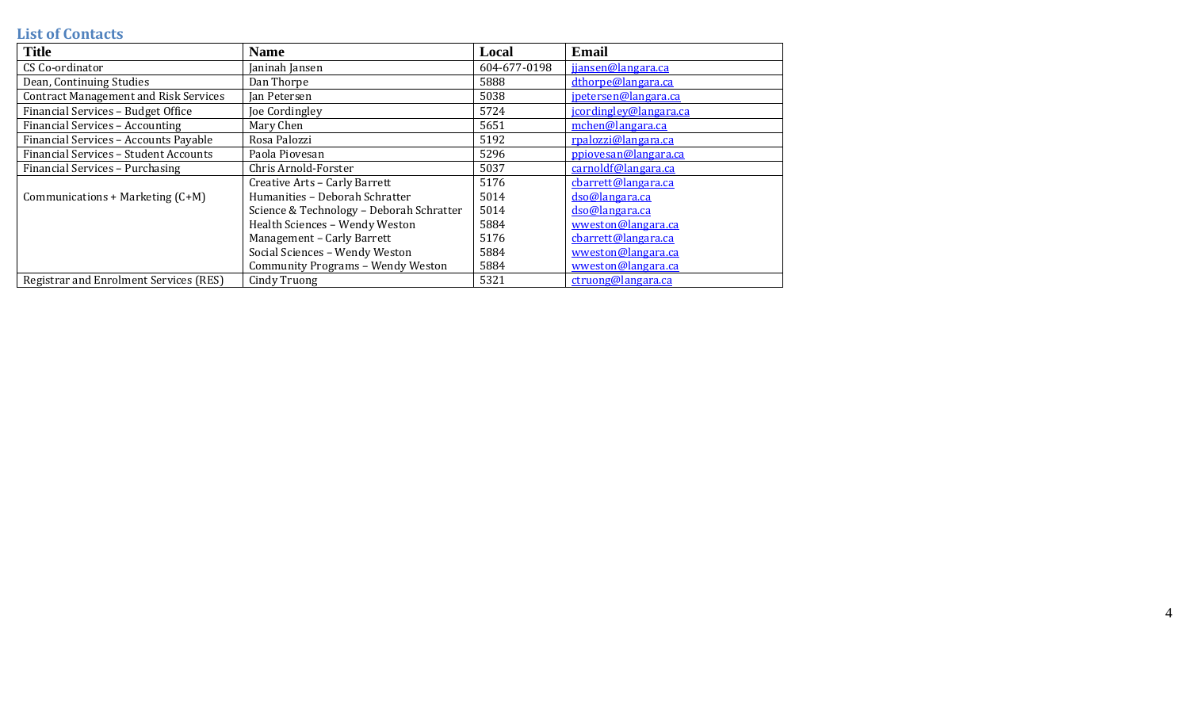## List of Contacts

| Title | Name | Local | Email |
|---|---|---|---|
| CS Co-ordinator | Janinah Jansen | 604-677-0198 | jjansen@langara.ca |
| Dean, Continuing Studies | Dan Thorpe | 5888 | dthorpe@langara.ca |
| Contract Management and Risk Services | Jan Petersen | 5038 | jpetersen@langara.ca |
| Financial Services – Budget Office | Joe Cordingley | 5724 | jcordingley@langara.ca |
| Financial Services – Accounting | Mary Chen | 5651 | mchen@langara.ca |
| Financial Services – Accounts Payable | Rosa Palozzi | 5192 | rpalozzi@langara.ca |
| Financial Services – Student Accounts | Paola Piovesan | 5296 | ppiovesan@langara.ca |
| Financial Services – Purchasing | Chris Arnold-Forster | 5037 | carnoldf@langara.ca |
| Communications + Marketing (C+M) | Creative Arts – Carly Barrett | 5176 | cbarrett@langara.ca |
| | Humanities – Deborah Schratter | 5014 | dso@langara.ca |
| | Science & Technology – Deborah Schratter | 5014 | dso@langara.ca |
| | Health Sciences – Wendy Weston | 5884 | wweston@langara.ca |
| | Management – Carly Barrett | 5176 | cbarrett@langara.ca |
| | Social Sciences – Wendy Weston | 5884 | wweston@langara.ca |
| | Community Programs – Wendy Weston | 5884 | wweston@langara.ca |
| Registrar and Enrolment Services (RES) | Cindy Truong | 5321 | ctruong@langara.ca |